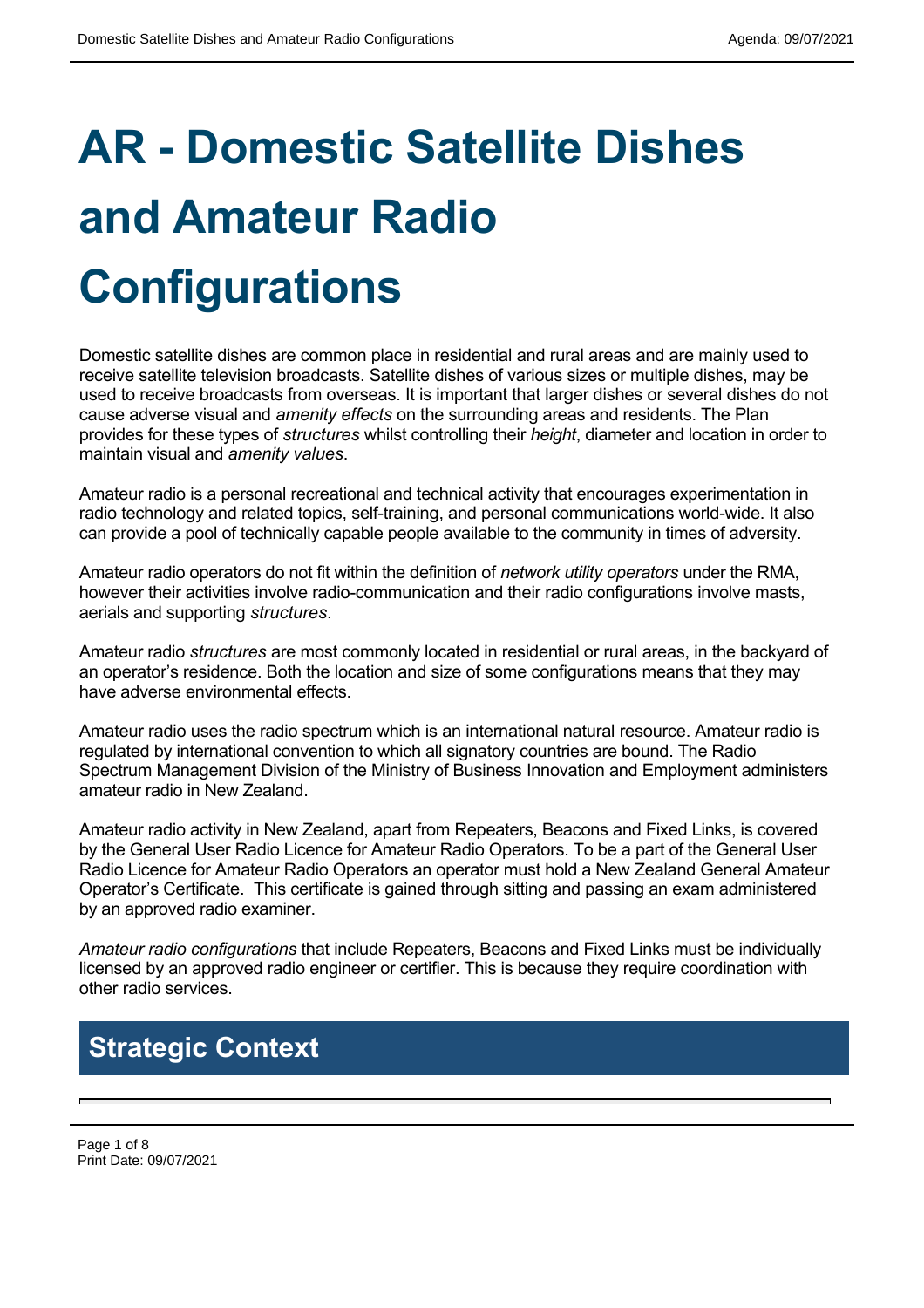# AR - Domestic Satellite Dishes and Amateur Radio Configurations

Domestic satellite dishes are common place in residential and rural areas and are mainly used to receive satellite television broadcasts. Satellite dishes of various sizes or multiple dishes, may be used to receive broadcasts from overseas. It is important that larger dishes or several dishes do not cause adverse visual and *amenity effects* on the surrounding areas and residents. The Plan provides for these types of *structures* whilst controlling their *height*, diameter and location in order to maintain visual and *amenity values*.

Amateur radio is a personal recreational and technical activity that encourages experimentation in radio technology and related topics, self-training, and personal communications world-wide. It also can provide a pool of technically capable people available to the community in times of adversity.

Amateur radio operators do not fit within the definition of *network utility operators* under the RMA, however their activities involve radio-communication and their radio configurations involve masts, aerials and supporting *structures*.

Amateur radio *structures* are most commonly located in residential or rural areas, in the backyard of an operator's residence. Both the location and size of some configurations means that they may have adverse environmental effects.

Amateur radio uses the radio spectrum which is an international natural resource. Amateur radio is regulated by international convention to which all signatory countries are bound. The Radio Spectrum Management Division of the Ministry of Business Innovation and Employment administers amateur radio in New Zealand.

Amateur radio activity in New Zealand, apart from Repeaters, Beacons and Fixed Links, is covered by the General User Radio Licence for Amateur Radio Operators. To be a part of the General User Radio Licence for Amateur Radio Operators an operator must hold a New Zealand General Amateur Operator's Certificate. This certificate is gained through sitting and passing an exam administered by an approved radio examiner.

*Amateur radio configurations* that include Repeaters, Beacons and Fixed Links must be individually licensed by an approved radio engineer or certifier. This is because they require coordination with other radio services.

## Strategic Context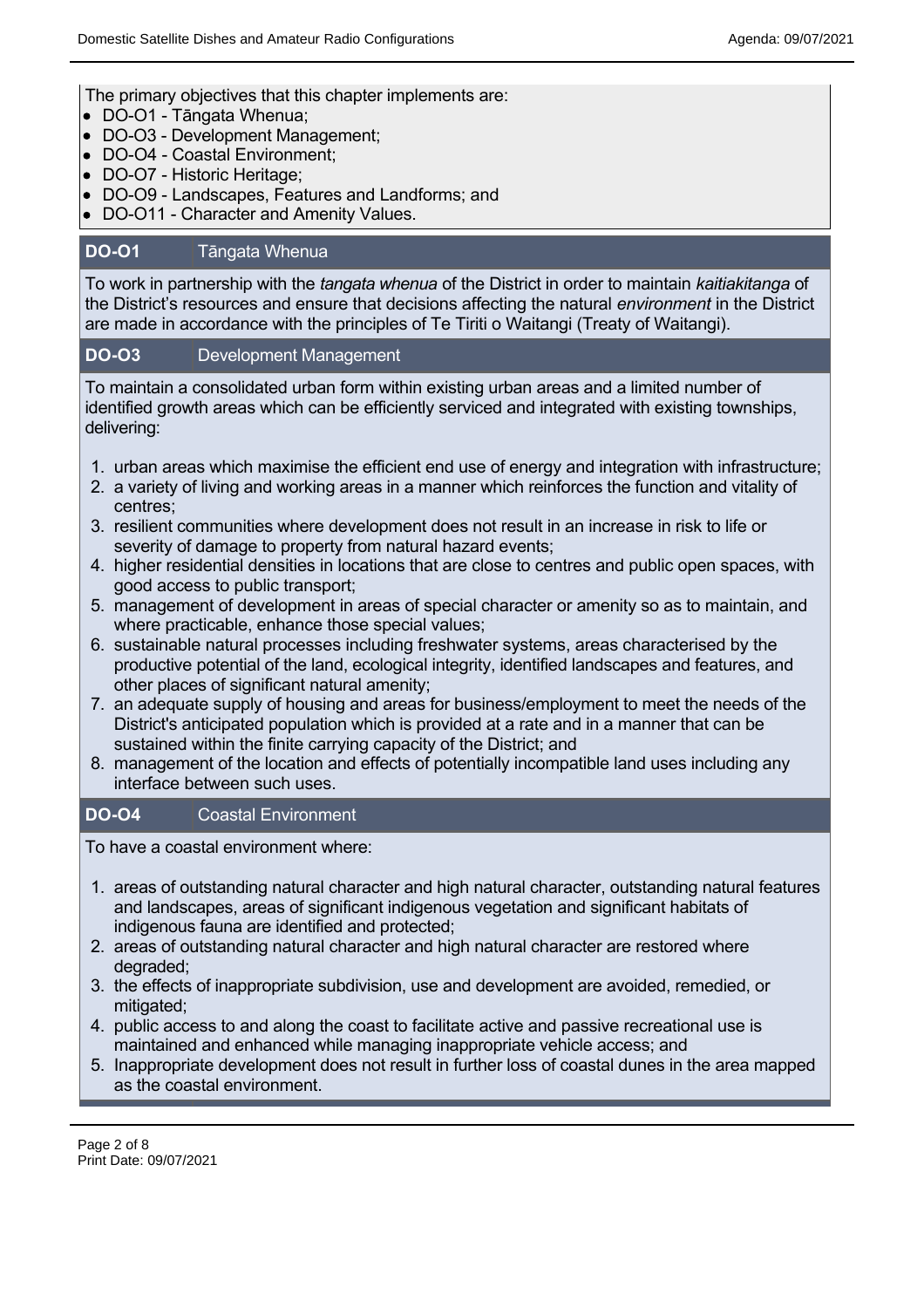The primary objectives that this chapter implements are:

- DO-O1 - Tāngata Whenua;
- DO-O3 - Development Management;
- DO-O4 - Coastal Environment;
- DO-O7 - Historic Heritage;
- DO-O9 - Landscapes, Features and Landforms; and
- DO-O11 - Character and Amenity Values.

| **DO-O1** | Tāngata Whenua |
| --- | --- |

To work in partnership with the *tangata whenua* of the District in order to maintain *kaitiakitanga* of the District's resources and ensure that decisions affecting the natural *environment* in the District are made in accordance with the principles of Te Tiriti o Waitangi (Treaty of Waitangi).

| **DO-O3** | Development Management |
| --- | --- |

To maintain a consolidated urban form within existing urban areas and a limited number of identified growth areas which can be efficiently serviced and integrated with existing townships, delivering:

1. urban areas which maximise the efficient end use of energy and integration with infrastructure;
2. a variety of living and working areas in a manner which reinforces the function and vitality of centres;
3. resilient communities where development does not result in an increase in risk to life or severity of damage to property from natural hazard events;
4. higher residential densities in locations that are close to centres and public open spaces, with good access to public transport;
5. management of development in areas of special character or amenity so as to maintain, and where practicable, enhance those special values;
6. sustainable natural processes including freshwater systems, areas characterised by the productive potential of the land, ecological integrity, identified landscapes and features, and other places of significant natural amenity;
7. an adequate supply of housing and areas for business/employment to meet the needs of the District's anticipated population which is provided at a rate and in a manner that can be sustained within the finite carrying capacity of the District; and
8. management of the location and effects of potentially incompatible land uses including any interface between such uses.

| **DO-O4** | Coastal Environment |
| --- | --- |

To have a coastal environment where:

1. areas of outstanding natural character and high natural character, outstanding natural features and landscapes, areas of significant indigenous vegetation and significant habitats of indigenous fauna are identified and protected;
2. areas of outstanding natural character and high natural character are restored where degraded;
3. the effects of inappropriate subdivision, use and development are avoided, remedied, or mitigated;
4. public access to and along the coast to facilitate active and passive recreational use is maintained and enhanced while managing inappropriate vehicle access; and
5. Inappropriate development does not result in further loss of coastal dunes in the area mapped as the coastal environment.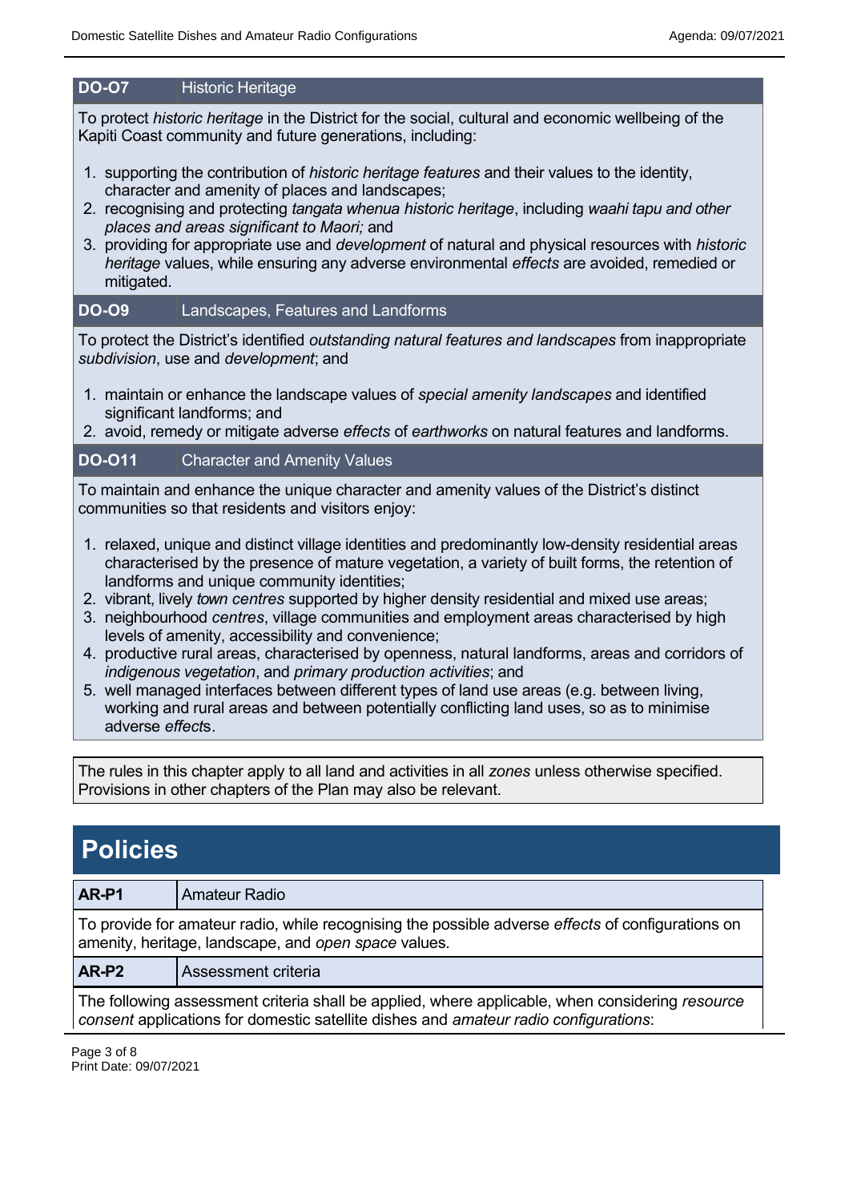| DO-O7 | Historic Heritage |
|---|---|

To protect *historic heritage* in the District for the social, cultural and economic wellbeing of the Kapiti Coast community and future generations, including:

1. supporting the contribution of *historic heritage features* and their values to the identity, character and amenity of places and landscapes;
2. recognising and protecting *tangata whenua historic heritage*, including *waahi tapu and other places and areas significant to Maori;* and
3. providing for appropriate use and *development* of natural and physical resources with *historic heritage* values, while ensuring any adverse environmental *effects* are avoided, remedied or mitigated.

| DO-O9 | Landscapes, Features and Landforms |
|---|---|

To protect the District's identified *outstanding natural features and landscapes* from inappropriate *subdivision*, use and *development*; and

1. maintain or enhance the landscape values of *special amenity landscapes* and identified significant landforms; and
2. avoid, remedy or mitigate adverse *effects* of *earthworks* on natural features and landforms.

| DO-O11 | Character and Amenity Values |
|---|---|

To maintain and enhance the unique character and amenity values of the District's distinct communities so that residents and visitors enjoy:

1. relaxed, unique and distinct village identities and predominantly low-density residential areas characterised by the presence of mature vegetation, a variety of built forms, the retention of landforms and unique community identities;
2. vibrant, lively *town centres* supported by higher density residential and mixed use areas;
3. neighbourhood *centres*, village communities and employment areas characterised by high levels of amenity, accessibility and convenience;
4. productive rural areas, characterised by openness, natural landforms, areas and corridors of *indigenous vegetation*, and *primary production activities*; and
5. well managed interfaces between different types of land use areas (e.g. between living, working and rural areas and between potentially conflicting land uses, so as to minimise adverse *effects*.

The rules in this chapter apply to all land and activities in all *zones* unless otherwise specified. Provisions in other chapters of the Plan may also be relevant.

# Policies

| AR-P1 | Amateur Radio |
|---|---|

To provide for amateur radio, while recognising the possible adverse *effects* of configurations on amenity, heritage, landscape, and *open space* values.

| AR-P2 | Assessment criteria |
|---|---|

The following assessment criteria shall be applied, where applicable, when considering *resource consent* applications for domestic satellite dishes and *amateur radio configurations*: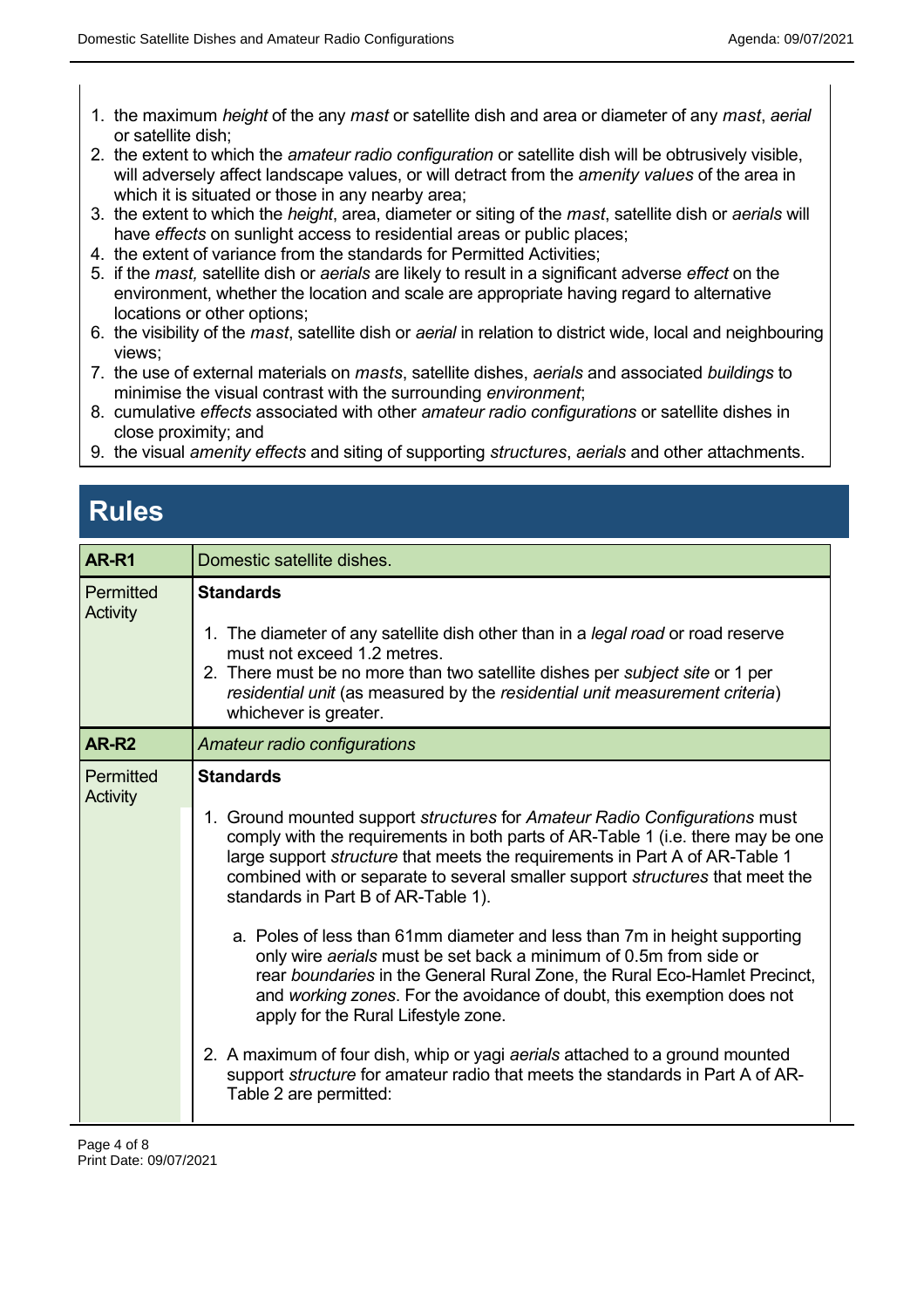1. the maximum *height* of the any *mast* or satellite dish and area or diameter of any *mast*, *aerial* or satellite dish;
2. the extent to which the *amateur radio configuration* or satellite dish will be obtrusively visible, will adversely affect landscape values, or will detract from the *amenity values* of the area in which it is situated or those in any nearby area;
3. the extent to which the *height*, area, diameter or siting of the *mast*, satellite dish or *aerials* will have *effects* on sunlight access to residential areas or public places;
4. the extent of variance from the standards for Permitted Activities;
5. if the *mast,* satellite dish or *aerials* are likely to result in a significant adverse *effect* on the environment, whether the location and scale are appropriate having regard to alternative locations or other options;
6. the visibility of the *mast*, satellite dish or *aerial* in relation to district wide, local and neighbouring views;
7. the use of external materials on *masts*, satellite dishes, *aerials* and associated *buildings* to minimise the visual contrast with the surrounding *environment*;
8. cumulative *effects* associated with other *amateur radio configurations* or satellite dishes in close proximity; and
9. the visual *amenity effects* and siting of supporting *structures*, *aerials* and other attachments.

# Rules

| **AR-R1** | Domestic satellite dishes. |
|---|---|
| Permitted Activity | **Standards**<br><br>1. The diameter of any satellite dish other than in a *legal road* or road reserve must not exceed 1.2 metres.<br>2. There must be no more than two satellite dishes per *subject site* or 1 per *residential unit* (as measured by the *residential unit measurement criteria*) whichever is greater. |
| **AR-R2** | *Amateur radio configurations* |
| Permitted Activity | **Standards**<br><br>1. Ground mounted support *structures* for *Amateur Radio Configurations* must comply with the requirements in both parts of AR-Table 1 (i.e. there may be one large support *structure* that meets the requirements in Part A of AR-Table 1 combined with or separate to several smaller support *structures* that meet the standards in Part B of AR-Table 1).<br><br>a. Poles of less than 61mm diameter and less than 7m in height supporting only wire *aerials* must be set back a minimum of 0.5m from side or rear *boundaries* in the General Rural Zone, the Rural Eco-Hamlet Precinct, and *working zones*. For the avoidance of doubt, this exemption does not apply for the Rural Lifestyle zone.<br><br>2. A maximum of four dish, whip or yagi *aerials* attached to a ground mounted support *structure* for amateur radio that meets the standards in Part A of AR-Table 2 are permitted: |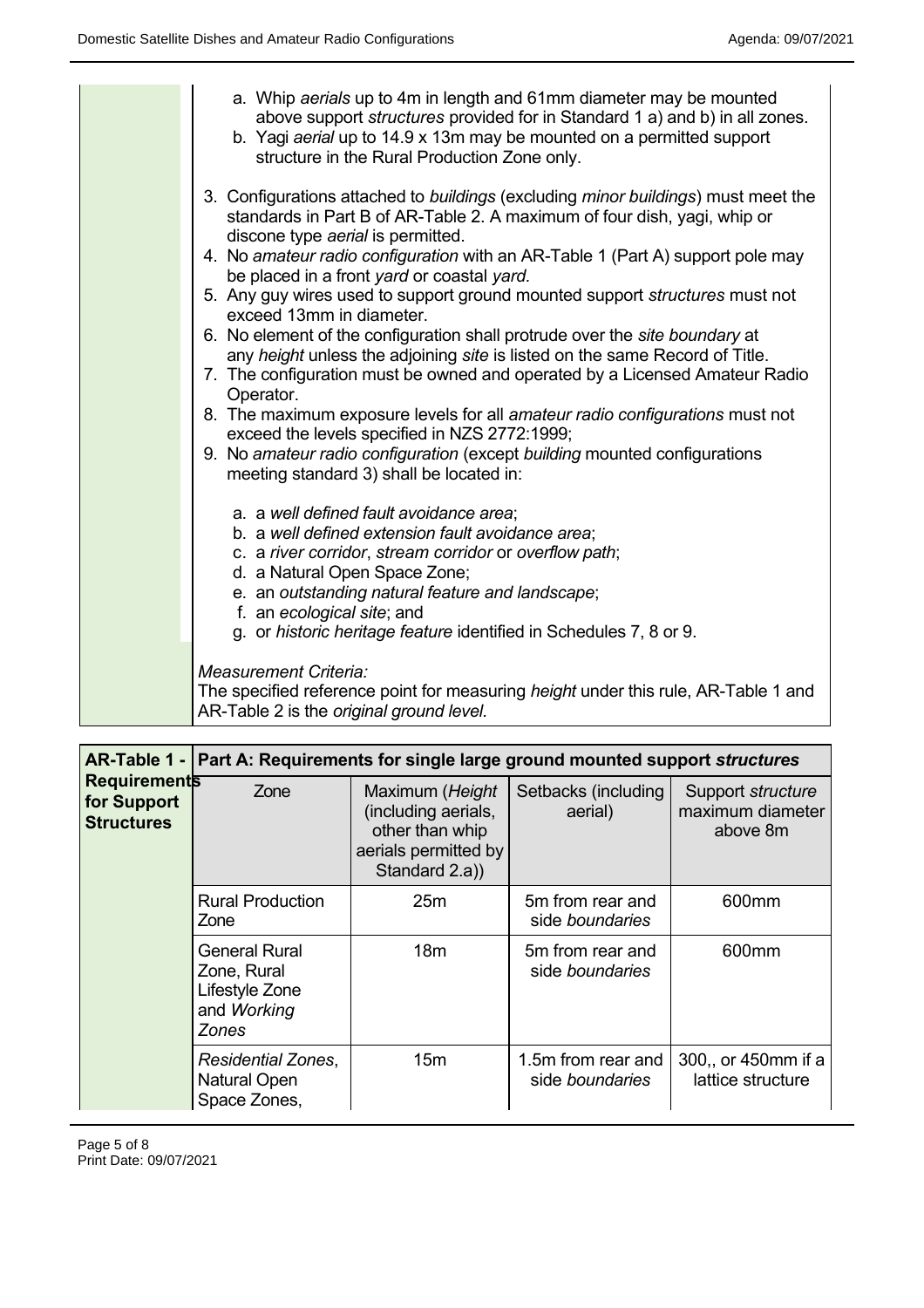a. Whip *aerials* up to 4m in length and 61mm diameter may be mounted above support *structures* provided for in Standard 1 a) and b) in all zones.
b. Yagi *aerial* up to 14.9 x 13m may be mounted on a permitted support structure in the Rural Production Zone only.

3. Configurations attached to *buildings* (excluding *minor buildings*) must meet the standards in Part B of AR-Table 2. A maximum of four dish, yagi, whip or discone type *aerial* is permitted.
4. No *amateur radio configuration* with an AR-Table 1 (Part A) support pole may be placed in a front *yard* or coastal *yard.*
5. Any guy wires used to support ground mounted support *structures* must not exceed 13mm in diameter.
6. No element of the configuration shall protrude over the *site boundary* at any *height* unless the adjoining *site* is listed on the same Record of Title.
7. The configuration must be owned and operated by a Licensed Amateur Radio Operator.
8. The maximum exposure levels for all *amateur radio configurations* must not exceed the levels specified in NZS 2772:1999;
9. No *amateur radio configuration* (except *building* mounted configurations meeting standard 3) shall be located in:

   a. a *well defined fault avoidance area*;
   b. a *well defined extension fault avoidance area*;
   c. a *river corridor*, *stream corridor* or *overflow path*;
   d. a Natural Open Space Zone;
   e. an *outstanding natural feature and landscape*;
   f. an *ecological site*; and
   g. or *historic heritage feature* identified in Schedules 7, 8 or 9.

*Measurement Criteria:*
The specified reference point for measuring *height* under this rule, AR-Table 1 and AR-Table 2 is the *original ground level.*

| **AR-Table 1 - Requirements for Support Structures** | **Part A: Requirements for single large ground mounted support *structures*** | | | |
|---|---|---|---|---|
| | Zone | Maximum (*Height* (including aerials, other than whip aerials permitted by Standard 2.a)) | Setbacks (including aerial) | Support *structure* maximum diameter above 8m |
| | Rural Production Zone | 25m | 5m from rear and side *boundaries* | 600mm |
| | General Rural Zone, Rural Lifestyle Zone and *Working Zones* | 18m | 5m from rear and side *boundaries* | 600mm |
| | *Residential Zones*, Natural Open Space Zones, | 15m | 1.5m from rear and side *boundaries* | 300,, or 450mm if a lattice structure |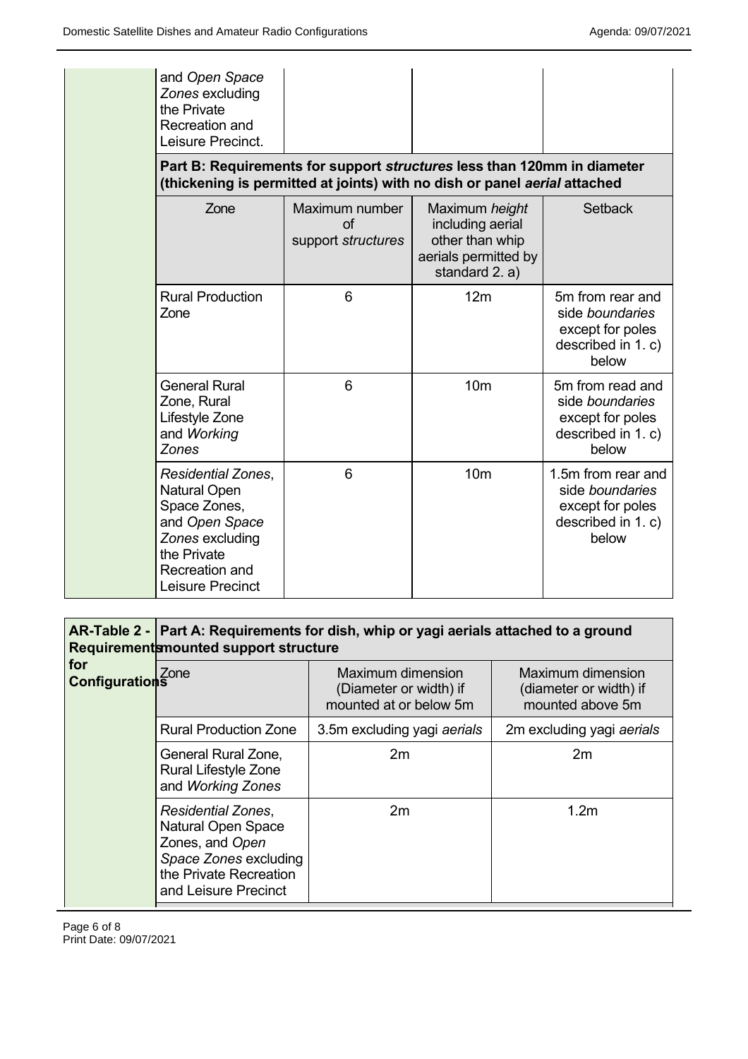| | Zone | | | |
|---|---|---|---|---|
| | and *Open Space Zones* excluding the Private Recreation and Leisure Precinct. | | | |
| | **Part B: Requirements for support *structures* less than 120mm in diameter (thickening is permitted at joints) with no dish or panel *aerial* attached** | | | |
| | Zone | Maximum number of support *structures* | Maximum *height* including aerial other than whip aerials permitted by standard 2. a) | Setback |
| | Rural Production Zone | 6 | 12m | 5m from rear and side *boundaries* except for poles described in 1. c) below |
| | General Rural Zone, Rural Lifestyle Zone and *Working Zones* | 6 | 10m | 5m from read and side *boundaries* except for poles described in 1. c) below |
| | *Residential Zones*, Natural Open Space Zones, and *Open Space Zones* excluding the Private Recreation and Leisure Precinct | 6 | 10m | 1.5m from rear and side *boundaries* except for poles described in 1. c) below |

| **AR-Table 2 - Requirements for Configurations** | **Part A: Requirements for dish, whip or yagi aerials attached to a ground mounted support structure** | | |
|---|---|---|---|
| | Zone | Maximum dimension (Diameter or width) if mounted at or below 5m | Maximum dimension (diameter or width) if mounted above 5m |
| | Rural Production Zone | 3.5m excluding yagi *aerials* | 2m excluding yagi *aerials* |
| | General Rural Zone, Rural Lifestyle Zone and *Working Zones* | 2m | 2m |
| | *Residential Zones*, Natural Open Space Zones, and *Open Space Zones* excluding the Private Recreation and Leisure Precinct | 2m | 1.2m |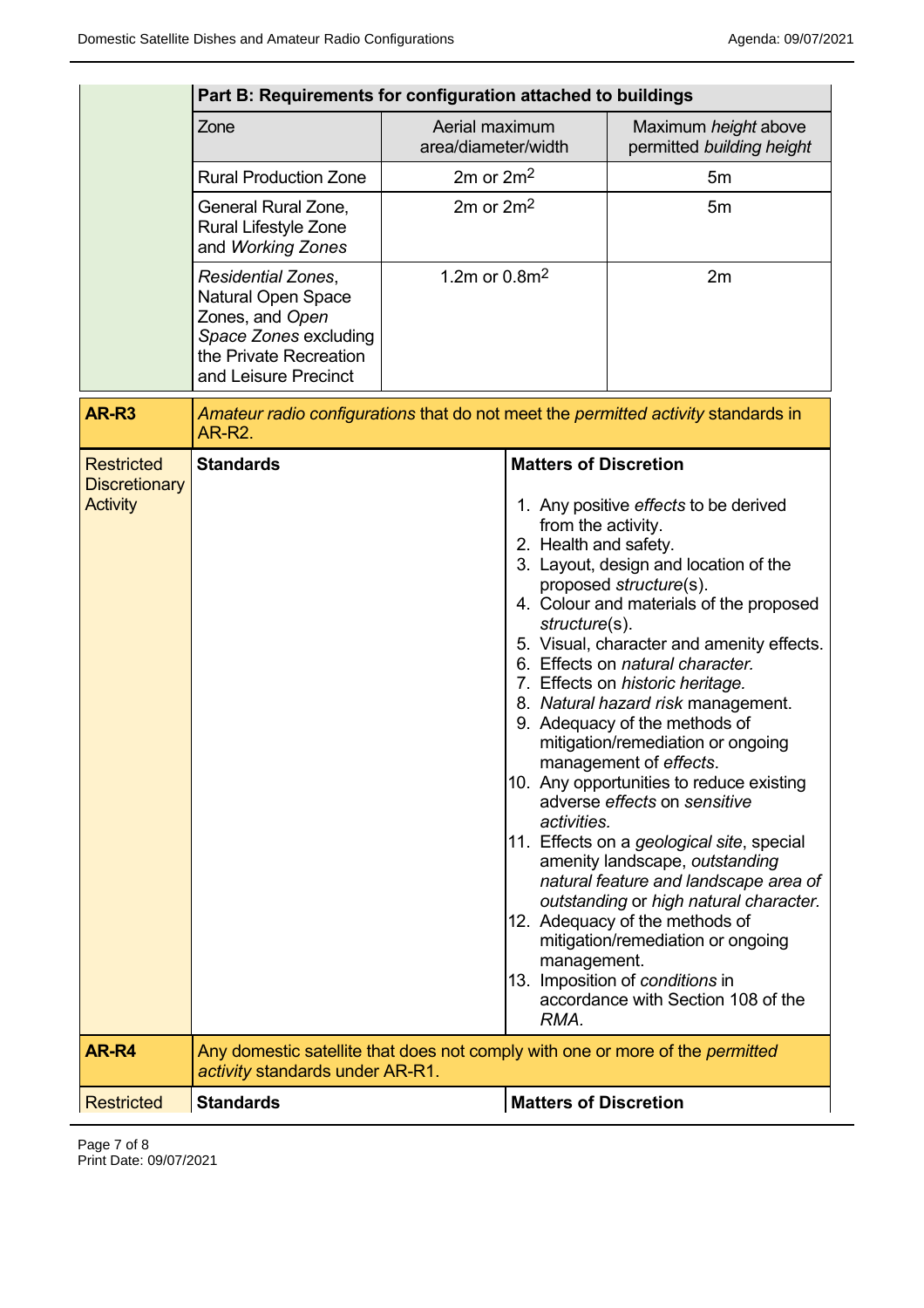| | Part B: Requirements for configuration attached to buildings | | |
|---|---|---|---|
| | Zone | Aerial maximum area/diameter/width | Maximum *height* above permitted *building height* |
| | Rural Production Zone | 2m or $2m^2$ | 5m |
| | General Rural Zone, Rural Lifestyle Zone and *Working Zones* | 2m or $2m^2$ | 5m |
| | *Residential Zones*, Natural Open Space Zones, and *Open Space Zones* excluding the Private Recreation and Leisure Precinct | 1.2m or $0.8m^2$ | 2m |

| **AR-R3** | *Amateur radio configurations* that do not meet the *permitted activity* standards in AR-R2. | |
|---|---|---|
| Restricted Discretionary Activity | **Standards** | **Matters of Discretion**<br><br>1. Any positive *effects* to be derived from the activity.<br>2. Health and safety.<br>3. Layout, design and location of the proposed *structure*(s).<br>4. Colour and materials of the proposed *structure*(s).<br>5. Visual, character and amenity effects.<br>6. Effects on *natural character.*<br>7. Effects on *historic heritage.*<br>8. *Natural hazard risk* management.<br>9. Adequacy of the methods of mitigation/remediation or ongoing management of *effects*.<br>10. Any opportunities to reduce existing adverse *effects* on *sensitive activities.*<br>11. Effects on a *geological site*, special amenity landscape, *outstanding natural feature and landscape area of outstanding* or *high natural character.*<br>12. Adequacy of the methods of mitigation/remediation or ongoing management.<br>13. Imposition of *conditions* in accordance with Section 108 of the *RMA.* |
| **AR-R4** | Any domestic satellite that does not comply with one or more of the *permitted activity* standards under AR-R1. | |
| Restricted | **Standards** | **Matters of Discretion** |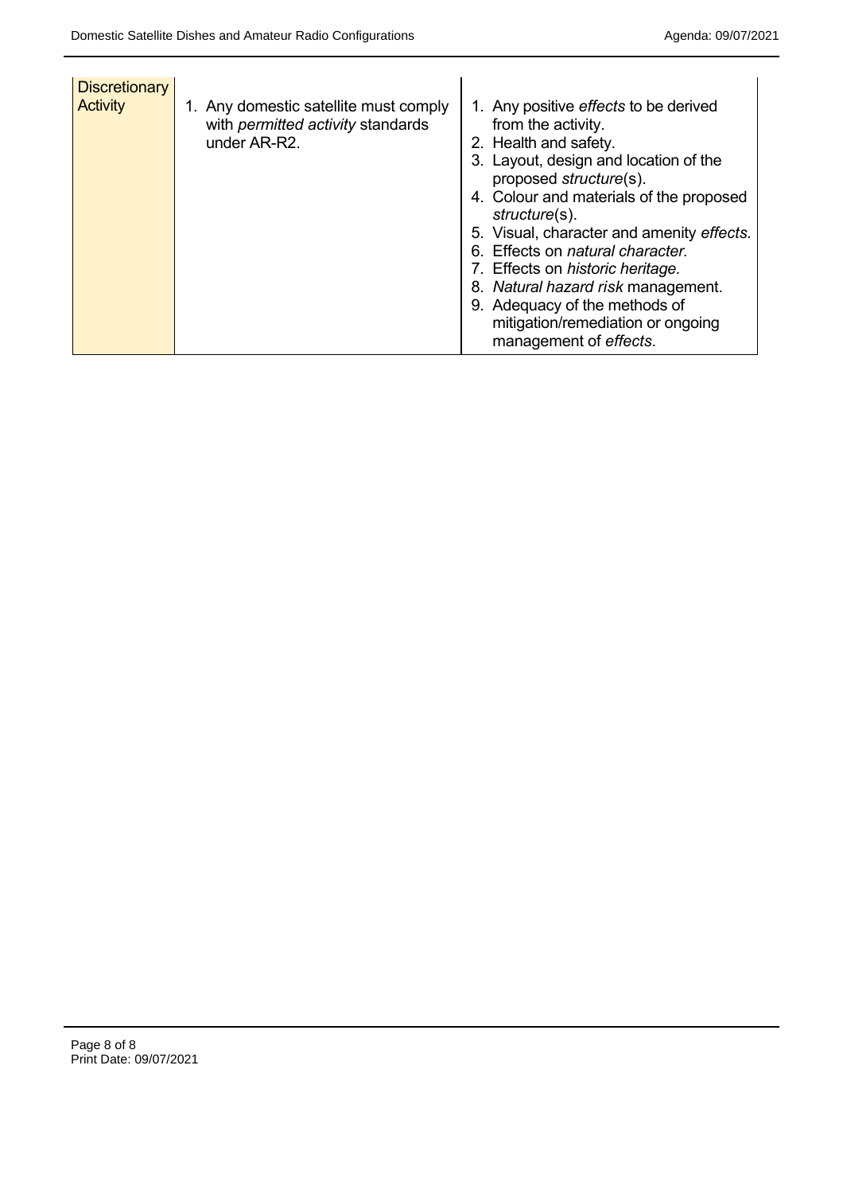| | | |
|---|---|---|
| Discretionary Activity | 1. Any domestic satellite must comply with *permitted activity* standards under AR-R2. | 1. Any positive *effects* to be derived from the activity.<br>2. Health and safety.<br>3. Layout, design and location of the proposed *structure*(s).<br>4. Colour and materials of the proposed *structure*(s).<br>5. Visual, character and amenity *effects*.<br>6. Effects on *natural character.*<br>7. Effects on *historic heritage.*<br>8. *Natural hazard risk* management.<br>9. Adequacy of the methods of mitigation/remediation or ongoing management of *effects*. |